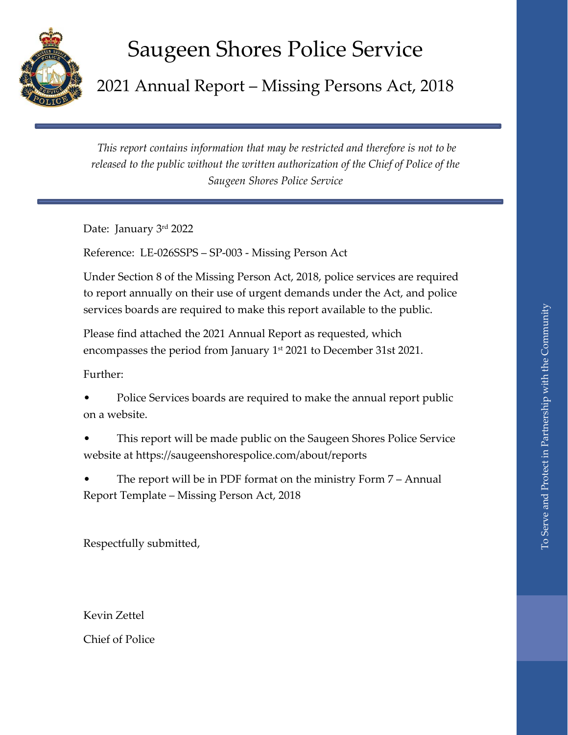# Saugeen Shores Police Service

## 2021 Annual Report – Missing Persons Act, 2018

*This report contains information that may be restricted and therefore is not to be released to the public without the written authorization of the Chief of Police of the Saugeen Shores Police Service*

Date: January 3rd 2022

Reference: LE-026SSPS – SP-003 - Missing Person Act

Under Section 8 of the Missing Person Act, 2018, police services are required to report annually on their use of urgent demands under the Act, and police services boards are required to make this report available to the public.

Please find attached the 2021 Annual Report as requested, which encompasses the period from January 1st 2021 to December 31st 2021.

Further:

- Police Services boards are required to make the annual report public on a website.
- This report will be made public on the Saugeen Shores Police Service website at https://saugeenshorespolice.com/about/reports
- The report will be in PDF format on the ministry Form 7 – Annual Report Template – Missing Person Act, 2018

Respectfully submitted,

Kevin Zettel

Chief of Police

To Serve and Protect in Partnership with the Community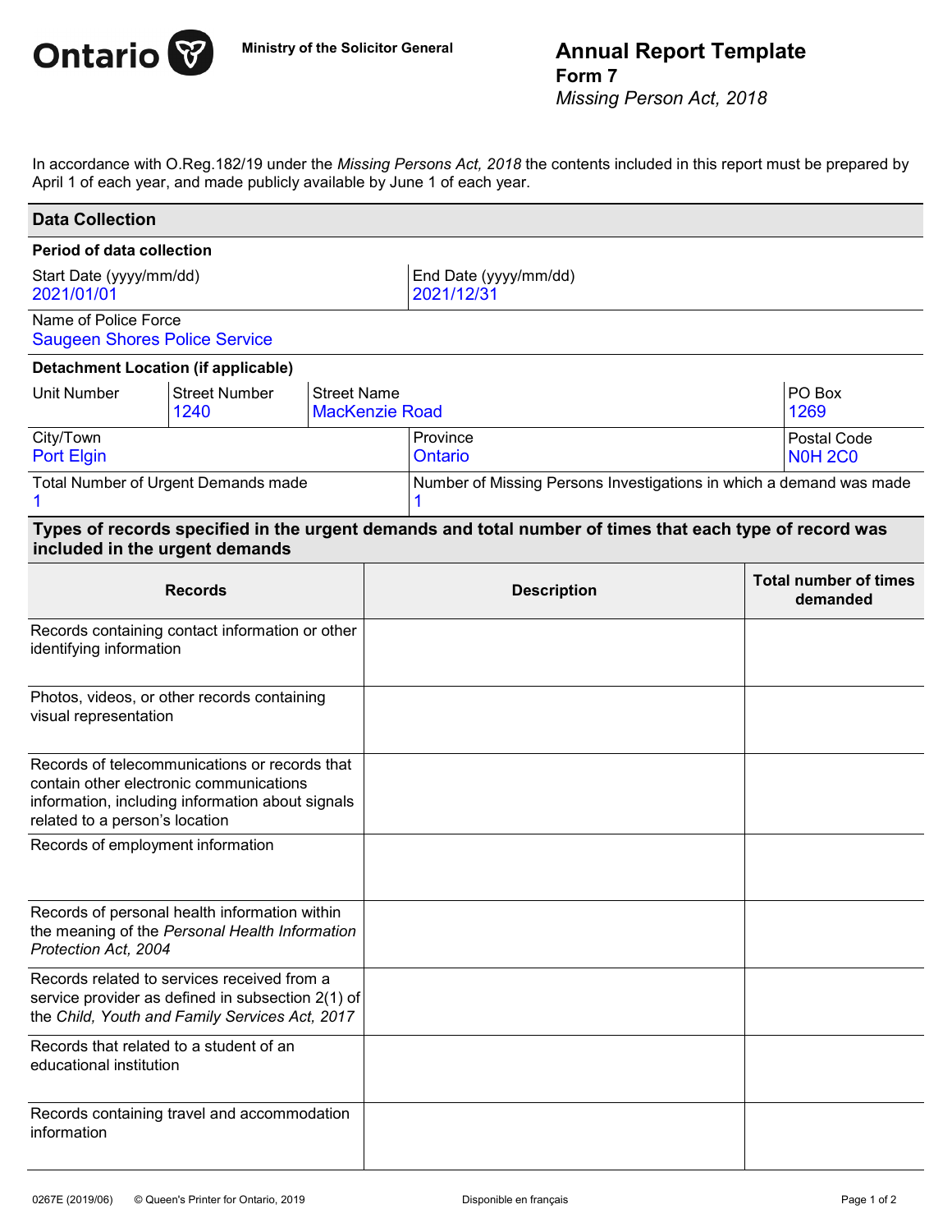**Ministry of the Solicitor General**

# Annual Report Template

**Form 7**

*Missing Person Act, 2018*

In accordance with O.Reg.182/19 under the *Missing Persons Act, 2018* the contents included in this report must be prepared by April 1 of each year, and made publicly available by June 1 of each year.

## Data Collection

**Period of data collection**

| Start Date (yyyy/mm/dd) | End Date (yyyy/mm/dd) |
|---|---|
| 2021/01/01 | 2021/12/31 |

Name of Police Force
Saugeen Shores Police Service

**Detachment Location (if applicable)**

| Unit Number | Street Number | Street Name | PO Box |
|---|---|---|---|
| | 1240 | MacKenzie Road | 1269 |

| City/Town | Province | Postal Code |
|---|---|---|
| Port Elgin | Ontario | N0H 2C0 |

| Total Number of Urgent Demands made | Number of Missing Persons Investigations in which a demand was made |
|---|---|
| 1 | 1 |

## Types of records specified in the urgent demands and total number of times that each type of record was included in the urgent demands

| Records | Description | Total number of times demanded |
|---|---|---|
| Records containing contact information or other identifying information | | |
| Photos, videos, or other records containing visual representation | | |
| Records of telecommunications or records that contain other electronic communications information, including information about signals related to a person's location | | |
| Records of employment information | | |
| Records of personal health information within the meaning of the *Personal Health Information Protection Act, 2004* | | |
| Records related to services received from a service provider as defined in subsection 2(1) of the *Child, Youth and Family Services Act, 2017* | | |
| Records that related to a student of an educational institution | | |
| Records containing travel and accommodation information | | |

0267E (2019/06) © Queen's Printer for Ontario, 2019 Disponible en français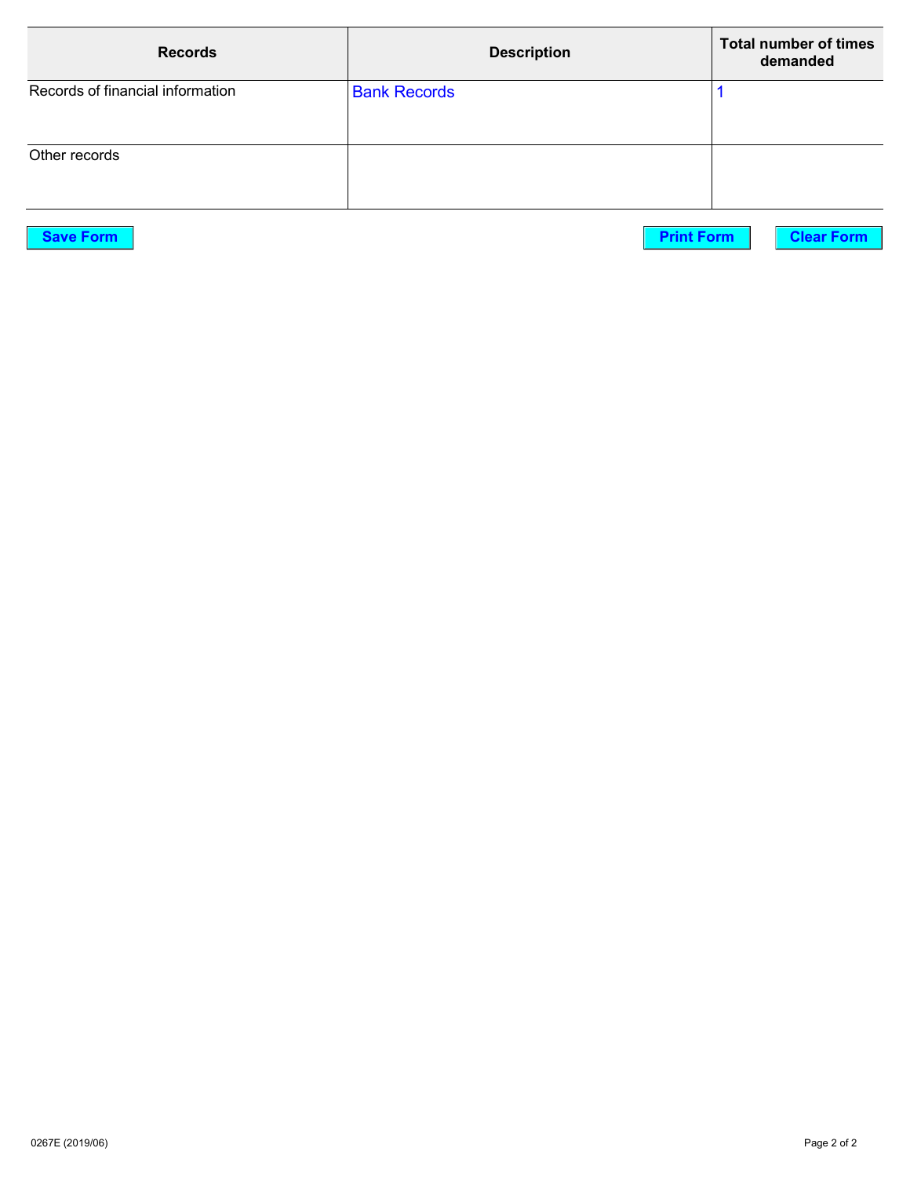| Records | Description | Total number of times demanded |
|---|---|---|
| Records of financial information | Bank Records | 1 |
| Other records | | |

Save Form

Print Form

Clear Form

0267E (2019/06)